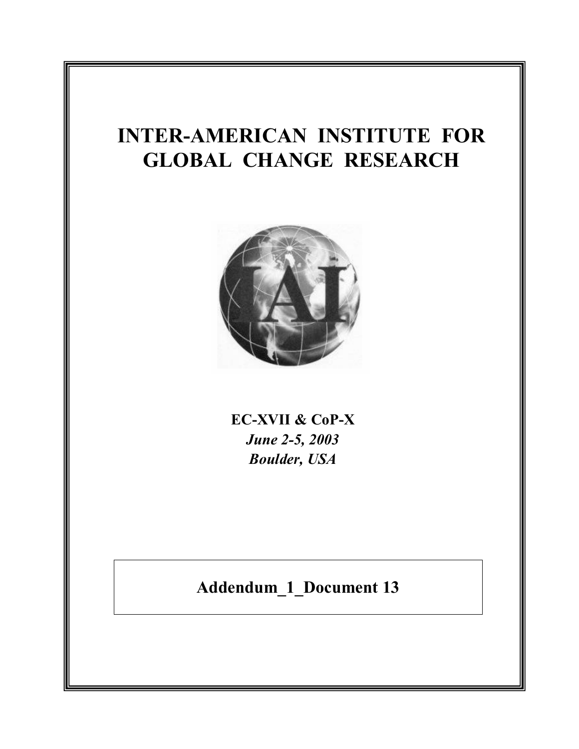# INTER-AMERICAN INSTITUTE FOR GLOBAL CHANGE RESEARCH

**EC-XVII & CoP-X**

***June 2-5, 2003***

***Boulder, USA***

**Addendum_1_Document 13**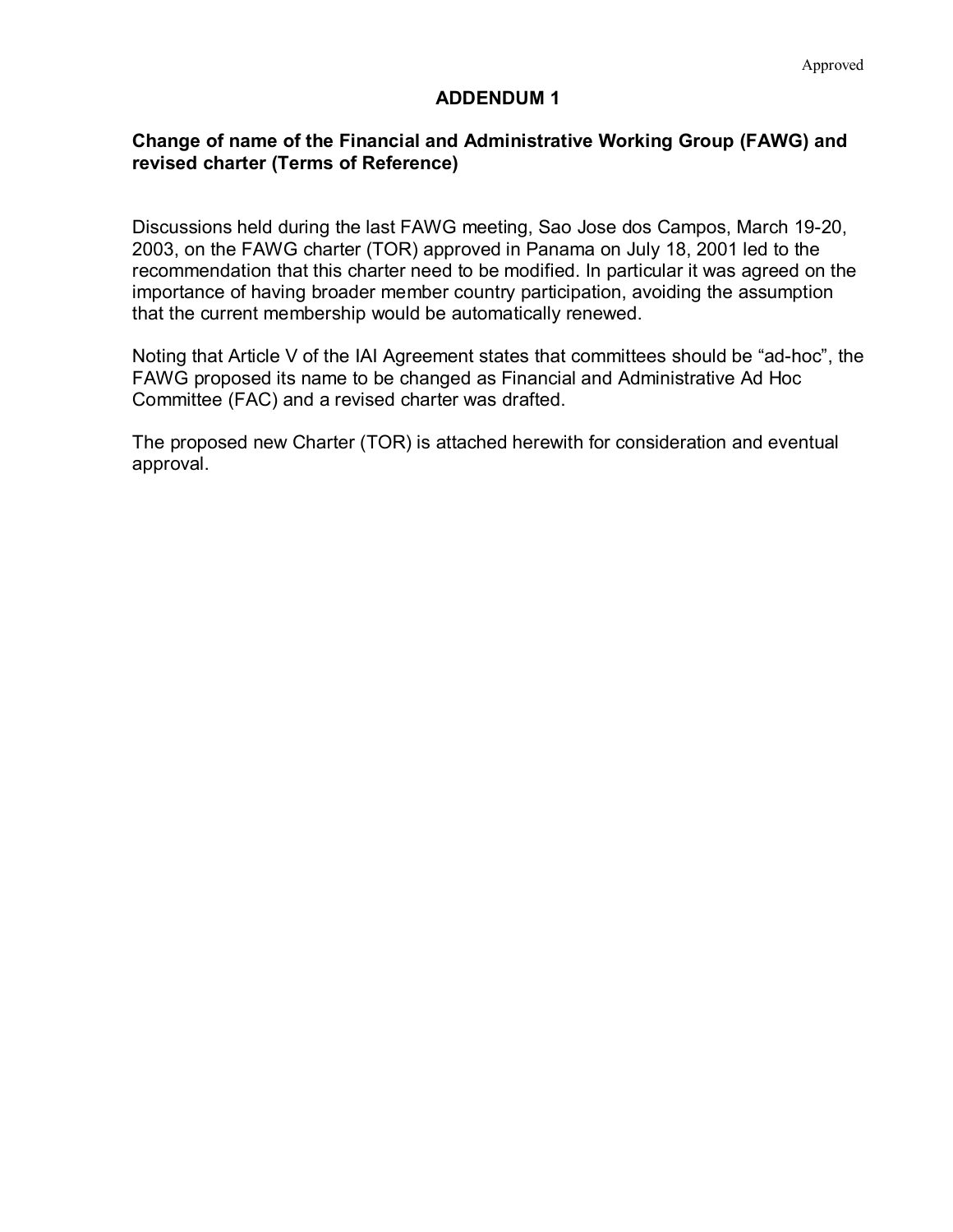Approved

# ADDENDUM 1

## Change of name of the Financial and Administrative Working Group (FAWG) and revised charter (Terms of Reference)

Discussions held during the last FAWG meeting, Sao Jose dos Campos, March 19-20, 2003, on the FAWG charter (TOR) approved in Panama on July 18, 2001 led to the recommendation that this charter need to be modified. In particular it was agreed on the importance of having broader member country participation, avoiding the assumption that the current membership would be automatically renewed.

Noting that Article V of the IAI Agreement states that committees should be "ad-hoc", the FAWG proposed its name to be changed as Financial and Administrative Ad Hoc Committee (FAC) and a revised charter was drafted.

The proposed new Charter (TOR) is attached herewith for consideration and eventual approval.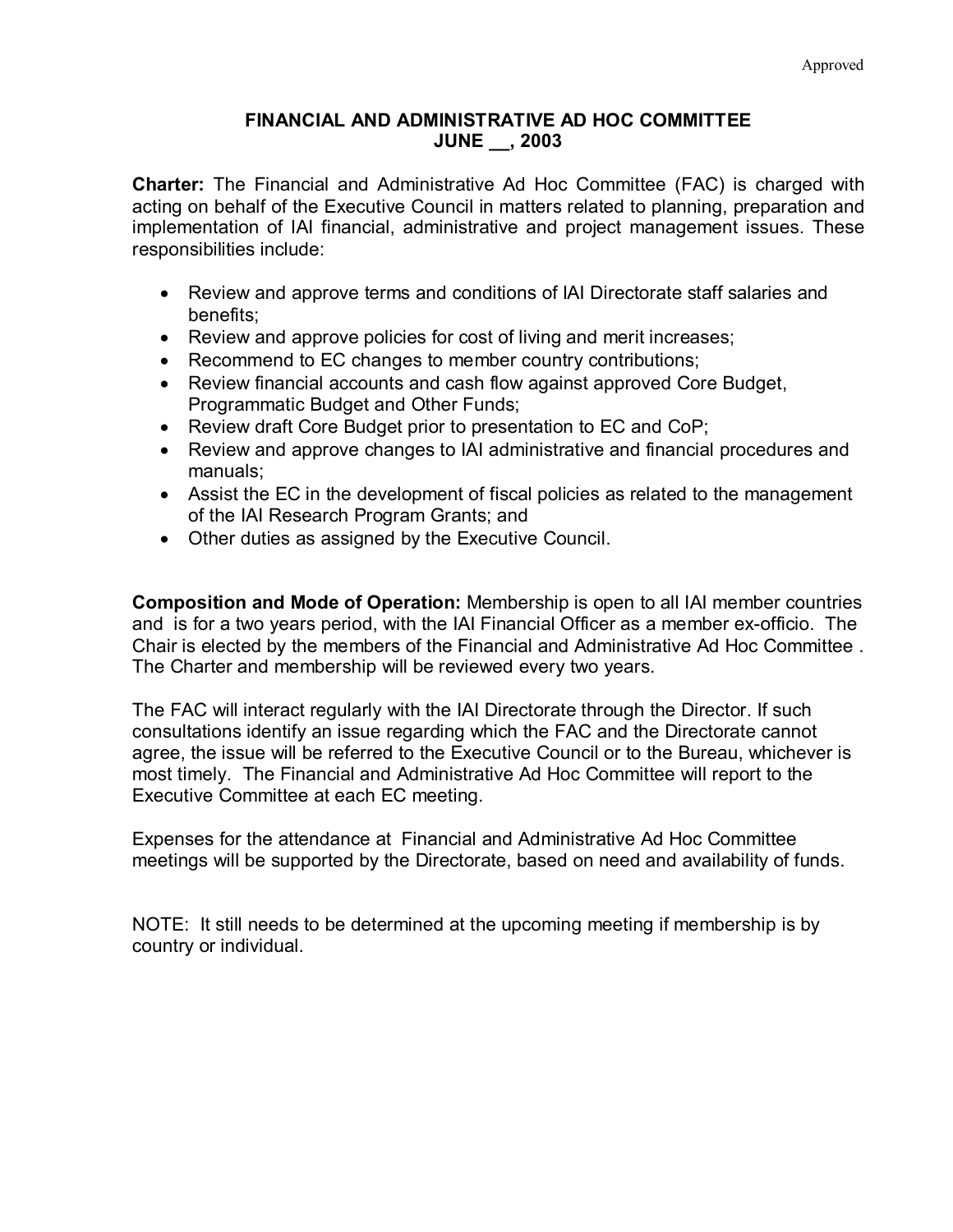Approved

# FINANCIAL AND ADMINISTRATIVE AD HOC COMMITTEE
## JUNE __, 2003

**Charter:** The Financial and Administrative Ad Hoc Committee (FAC) is charged with acting on behalf of the Executive Council in matters related to planning, preparation and implementation of IAI financial, administrative and project management issues. These responsibilities include:

- Review and approve terms and conditions of IAI Directorate staff salaries and benefits;
- Review and approve policies for cost of living and merit increases;
- Recommend to EC changes to member country contributions;
- Review financial accounts and cash flow against approved Core Budget, Programmatic Budget and Other Funds;
- Review draft Core Budget prior to presentation to EC and CoP;
- Review and approve changes to IAI administrative and financial procedures and manuals;
- Assist the EC in the development of fiscal policies as related to the management of the IAI Research Program Grants; and
- Other duties as assigned by the Executive Council.

**Composition and Mode of Operation:** Membership is open to all IAI member countries and is for a two years period, with the IAI Financial Officer as a member ex-officio. The Chair is elected by the members of the Financial and Administrative Ad Hoc Committee . The Charter and membership will be reviewed every two years.

The FAC will interact regularly with the IAI Directorate through the Director. If such consultations identify an issue regarding which the FAC and the Directorate cannot agree, the issue will be referred to the Executive Council or to the Bureau, whichever is most timely. The Financial and Administrative Ad Hoc Committee will report to the Executive Committee at each EC meeting.

Expenses for the attendance at Financial and Administrative Ad Hoc Committee meetings will be supported by the Directorate, based on need and availability of funds.

NOTE: It still needs to be determined at the upcoming meeting if membership is by country or individual.